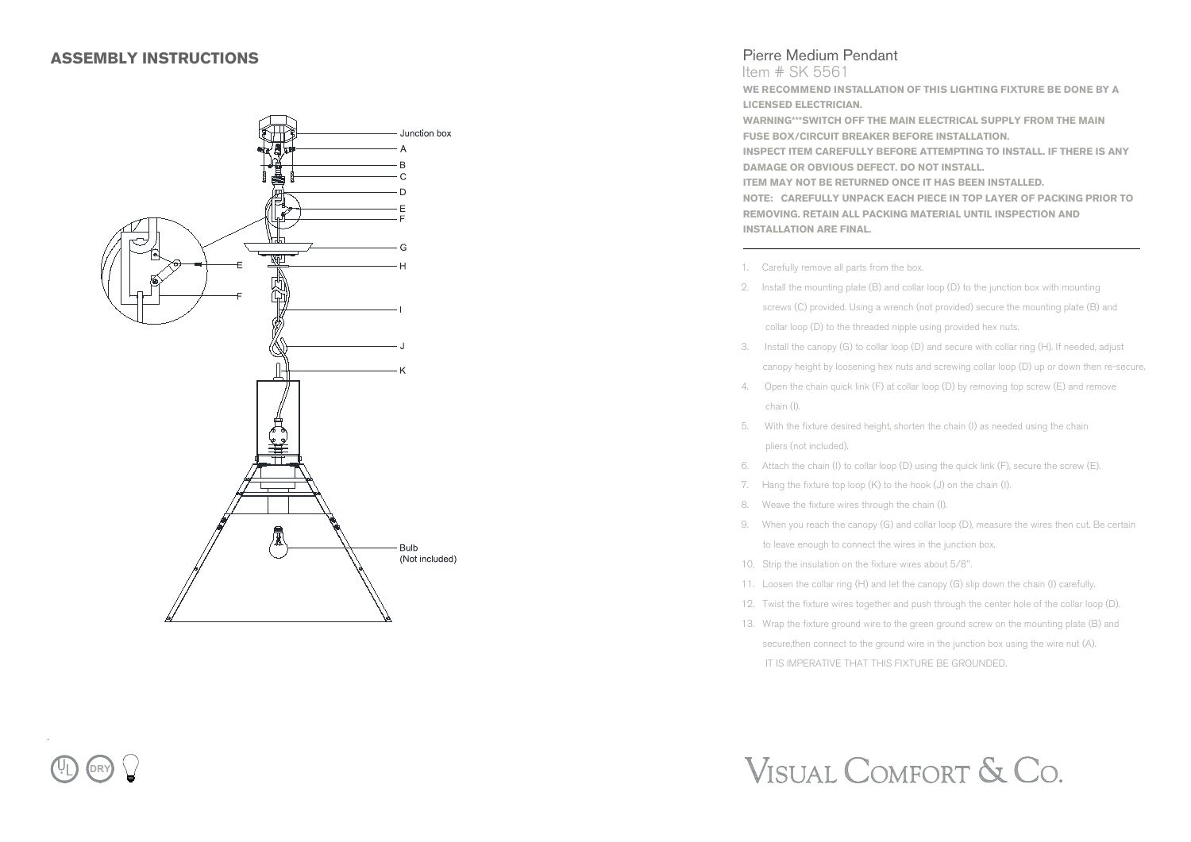## ASSEMBLY INSTRUCTIONS

Junction box

A

B

C

D

E

F

G

H

I

J

K

Bulb
(Not included)

# Pierre Medium Pendant

Item # SK 5561

**WE RECOMMEND INSTALLATION OF THIS LIGHTING FIXTURE BE DONE BY A LICENSED ELECTRICIAN.**

**WARNING***SWITCH OFF THE MAIN ELECTRICAL SUPPLY FROM THE MAIN FUSE BOX/CIRCUIT BREAKER BEFORE INSTALLATION.**

**INSPECT ITEM CAREFULLY BEFORE ATTEMPTING TO INSTALL. IF THERE IS ANY DAMAGE OR OBVIOUS DEFECT. DO NOT INSTALL.**

**ITEM MAY NOT BE RETURNED ONCE IT HAS BEEN INSTALLED.**

**NOTE: CAREFULLY UNPACK EACH PIECE IN TOP LAYER OF PACKING PRIOR TO REMOVING. RETAIN ALL PACKING MATERIAL UNTIL INSPECTION AND INSTALLATION ARE FINAL.**

---

1. Carefully remove all parts from the box.
2. Install the mounting plate (B) and collar loop (D) to the junction box with mounting screws (C) provided. Using a wrench (not provided) secure the mounting plate (B) and collar loop (D) to the threaded nipple using provided hex nuts.
3. Install the canopy (G) to collar loop (D) and secure with collar ring (H). If needed, adjust canopy height by loosening hex nuts and screwing collar loop (D) up or down then re-secure.
4. Open the chain quick link (F) at collar loop (D) by removing top screw (E) and remove chain (I).
5. With the fixture desired height, shorten the chain (I) as needed using the chain pliers (not included).
6. Attach the chain (I) to collar loop (D) using the quick link (F), secure the screw (E).
7. Hang the fixture top loop (K) to the hook (J) on the chain (I).
8. Weave the fixture wires through the chain (I).
9. When you reach the canopy (G) and collar loop (D), measure the wires then cut. Be certain to leave enough to connect the wires in the junction box.
10. Strip the insulation on the fixture wires about 5/8".
11. Loosen the collar ring (H) and let the canopy (G) slip down the chain (I) carefully.
12. Twist the fixture wires together and push through the center hole of the collar loop (D).
13. Wrap the fixture ground wire to the green ground screw on the mounting plate (B) and secure,then connect to the ground wire in the junction box using the wire nut (A).
    IT IS IMPERATIVE THAT THIS FIXTURE BE GROUNDED.

UL DRY

VISUAL COMFORT & CO.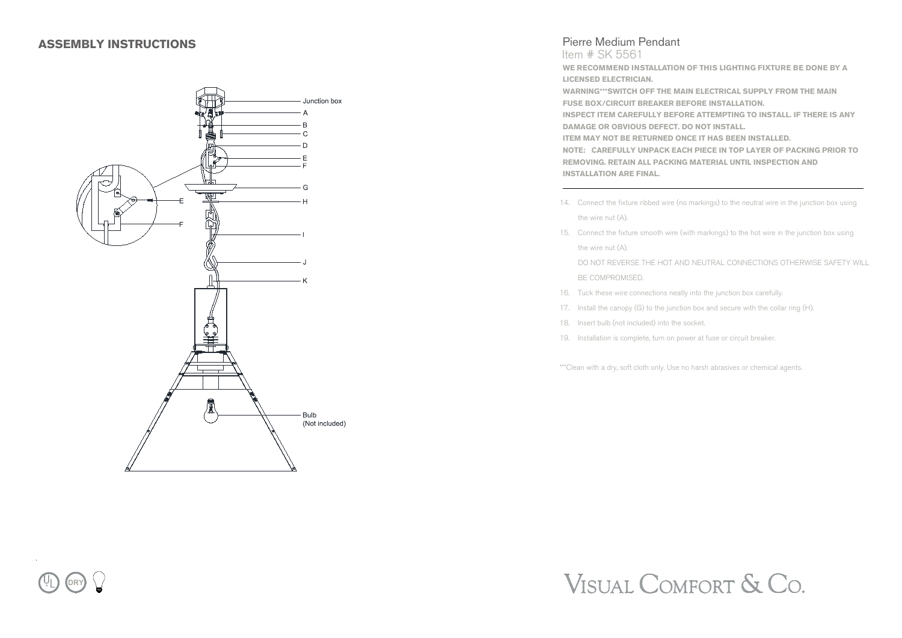## ASSEMBLY INSTRUCTIONS

Junction box

A

B

C

D

E

F

G

H

I

J

K

E

F

Bulb
(Not included)

# Pierre Medium Pendant

Item # SK 5561

**WE RECOMMEND INSTALLATION OF THIS LIGHTING FIXTURE BE DONE BY A LICENSED ELECTRICIAN.**

**WARNING***SWITCH OFF THE MAIN ELECTRICAL SUPPLY FROM THE MAIN FUSE BOX/CIRCUIT BREAKER BEFORE INSTALLATION.**

**INSPECT ITEM CAREFULLY BEFORE ATTEMPTING TO INSTALL. IF THERE IS ANY DAMAGE OR OBVIOUS DEFECT. DO NOT INSTALL.**

**ITEM MAY NOT BE RETURNED ONCE IT HAS BEEN INSTALLED.**

**NOTE: CAREFULLY UNPACK EACH PIECE IN TOP LAYER OF PACKING PRIOR TO REMOVING. RETAIN ALL PACKING MATERIAL UNTIL INSPECTION AND INSTALLATION ARE FINAL.**

---

14. Connect the fixture ribbed wire (no markings) to the neutral wire in the junction box using the wire nut (A).
15. Connect the fixture smooth wire (with markings) to the hot wire in the junction box using the wire nut (A).

    DO NOT REVERSE THE HOT AND NEUTRAL CONNECTIONS OTHERWISE SAFETY WILL BE COMPROMISED.
16. Tuck these wire connections neatly into the junction box carefully.
17. Install the canopy (G) to the junction box and secure with the collar ring (H).
18. Insert bulb (not included) into the socket.
19. Installation is complete, turn on power at fuse or circuit breaker.

***Clean with a dry, soft cloth only. Use no harsh abrasives or chemical agents.

DRY

VISUAL COMFORT & CO.